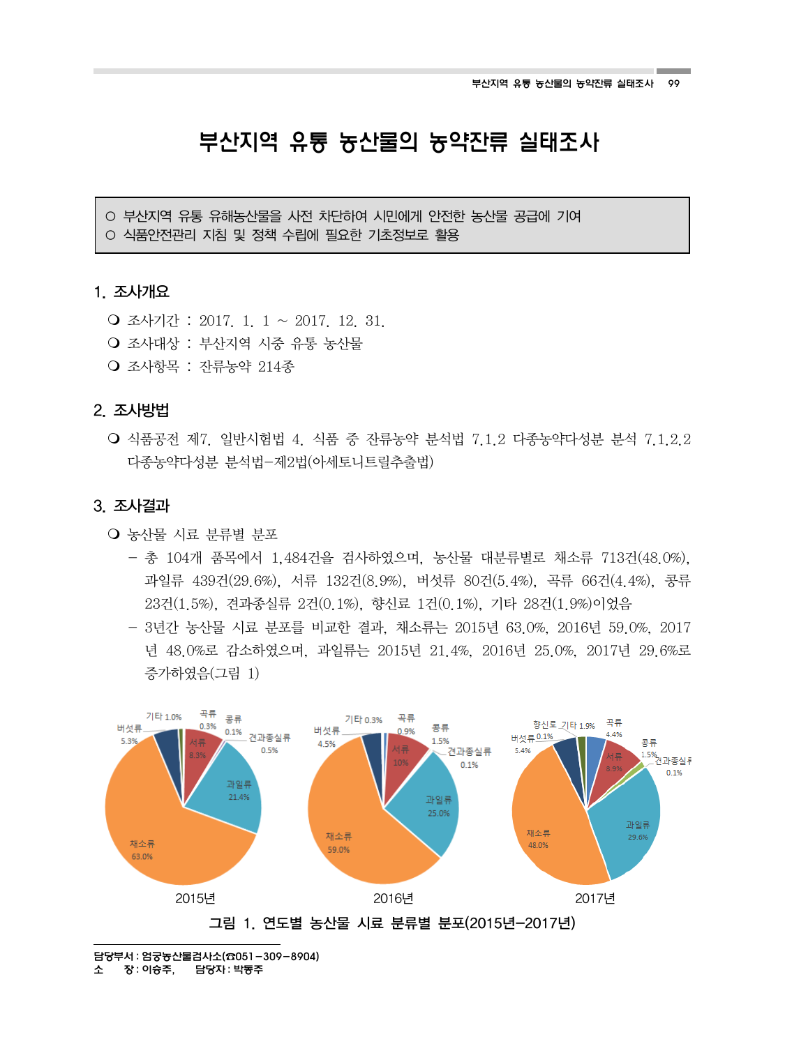# 부산지역 유통 농산물의 농약잔류 실태조사

○ 부산지역 유통 유해농산물을 사전 차단하여 시민에게 안전한 농산물 공급에 기여
○ 식품안전관리 지침 및 정책 수립에 필요한 기초정보로 활용

## 1. 조사개요

- 조사기간 : 2017. 1. 1 ~ 2017. 12. 31.
- 조사대상 : 부산지역 시중 유통 농산물
- 조사항목 : 잔류농약 214종

## 2. 조사방법

- 식품공전 제7. 일반시험법 4. 식품 중 잔류농약 분석법 7.1.2 다종농약다성분 분석 7.1.2.2 다종농약다성분 분석법-제2법(아세토니트릴추출법)

## 3. 조사결과

- 농산물 시료 분류별 분포
  - 총 104개 품목에서 1,484건을 검사하였으며, 농산물 대분류별로 채소류 713건(48.0%), 과일류 439건(29.6%), 서류 132건(8.9%), 버섯류 80건(5.4%), 곡류 66건(4.4%), 콩류 23건(1.5%), 견과종실류 2건(0.1%), 향신료 1건(0.1%), 기타 28건(1.9%)이었음
  - 3년간 농산물 시료 분포를 비교한 결과, 채소류는 2015년 63.0%, 2016년 59.0%, 2017년 48.0%로 감소하였으며, 과일류는 2015년 21.4%, 2016년 25.0%, 2017년 29.6%로 증가하였음(그림 1)

2015년
기타 1.0%
곡류 0.3%
콩류 0.1%
견과종실류 0.5%
버섯류 5.3%
서류 8.3%
과일류 21.4%
채소류 63.0%

2016년
기타 0.3%
곡류 0.9%
콩류 1.5%
견과종실류 0.1%
버섯류 4.5%
서류 10%
과일류 25.0%
채소류 59.0%

2017년
향신료 0.1%
기타 1.9%
곡류 4.4%
콩류 1.5%
견과종실류 0.1%
버섯류 5.4%
서류 8.9%
과일류 29.6%
채소류 48.0%

그림 1. 연도별 농산물 시료 분류별 분포(2015년–2017년)

담당부서 : 엄궁농산물검사소(☎051-309-8904)
소　장 : 이승주,　담당자 : 박동주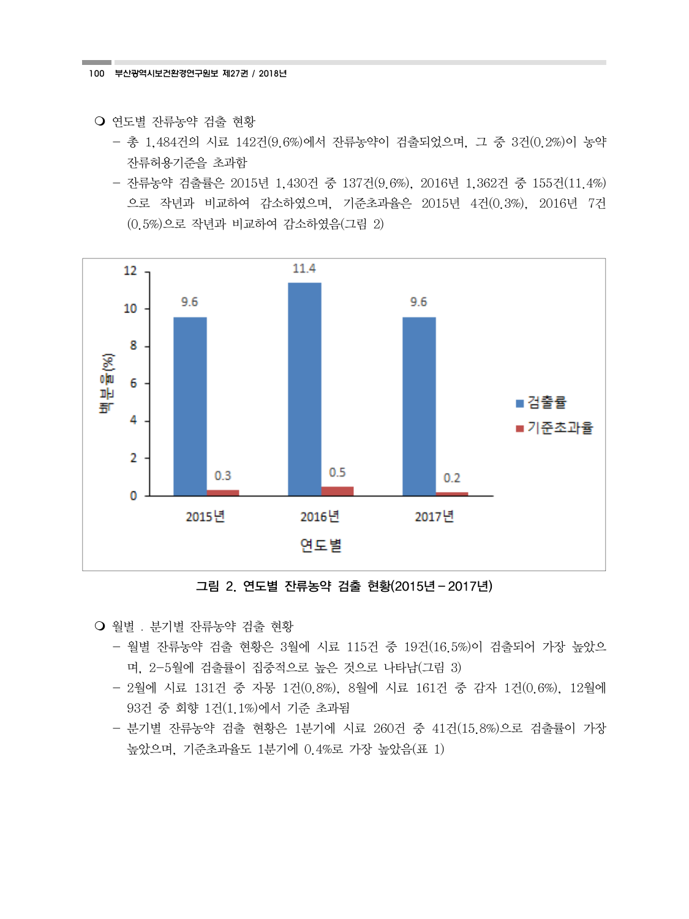❍ 연도별 잔류농약 검출 현황

- 총 1,484건의 시료 142건(9.6%)에서 잔류농약이 검출되었으며, 그 중 3건(0.2%)이 농약 잔류허용기준을 초과함
- 잔류농약 검출률은 2015년 1,430건 중 137건(9.6%), 2016년 1,362건 중 155건(11.4%)으로 작년과 비교하여 감소하였으며, 기준초과율은 2015년 4건(0.3%), 2016년 7건(0.5%)으로 작년과 비교하여 감소하였음(그림 2)

12
10
8
6
4
2
0
백분율(%)
9.6
11.4
9.6
0.3
0.5
0.2
2015년
2016년
2017년
연도별
■ 검출률
■ 기준초과율

그림 2. 연도별 잔류농약 검출 현황(2015년 – 2017년)

❍ 월별 . 분기별 잔류농약 검출 현황

- 월별 잔류농약 검출 현황은 3월에 시료 115건 중 19건(16.5%)이 검출되어 가장 높았으며, 2–5월에 검출률이 집중적으로 높은 것으로 나타남(그림 3)
- 2월에 시료 131건 중 자몽 1건(0.8%), 8월에 시료 161건 중 감자 1건(0.6%), 12월에 93건 중 회향 1건(1.1%)에서 기준 초과됨
- 분기별 잔류농약 검출 현황은 1분기에 시료 260건 중 41건(15.8%)으로 검출률이 가장 높았으며, 기준초과율도 1분기에 0.4%로 가장 높았음(표 1)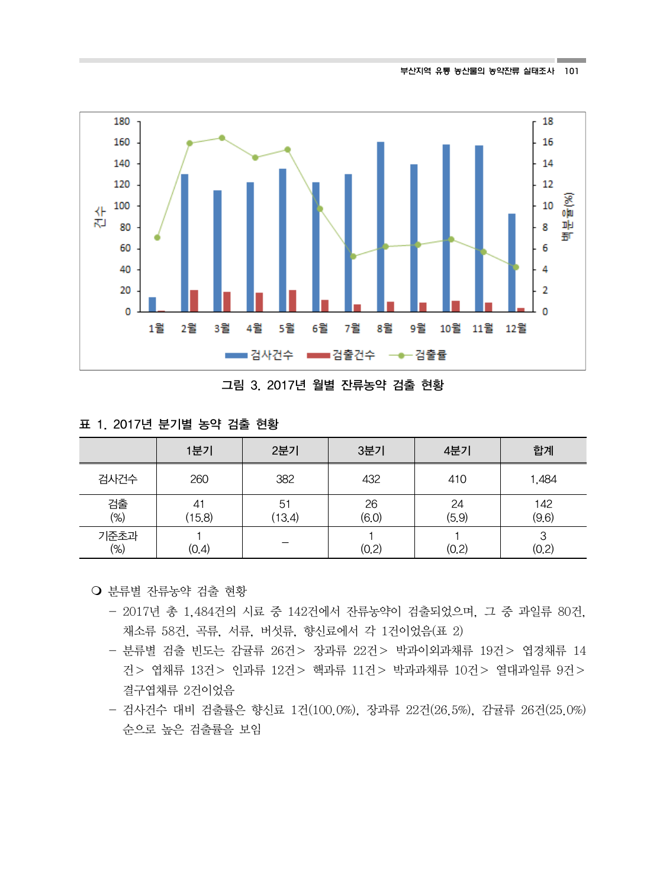그림 3. 2017년 월별 잔류농약 검출 현황

표 1. 2017년 분기별 농약 검출 현황

| | 1분기 | 2분기 | 3분기 | 4분기 | 합계 |
|---|---|---|---|---|---|
| 검사건수 | 260 | 382 | 432 | 410 | 1,484 |
| 검출 (%) | 41 (15.8) | 51 (13.4) | 26 (6.0) | 24 (5.9) | 142 (9.6) |
| 기준초과 (%) | 1 (0.4) | – | 1 (0.2) | 1 (0.2) | 3 (0.2) |

❍ 분류별 잔류농약 검출 현황

- 2017년 총 1,484건의 시료 중 142건에서 잔류농약이 검출되었으며, 그 중 과일류 80건, 채소류 58건, 곡류, 서류, 버섯류, 향신료에서 각 1건이었음(표 2)
- 분류별 검출 빈도는 감귤류 26건> 장과류 22건> 박과이외과채류 19건> 엽경채류 14건> 엽채류 13건> 인과류 12건> 핵과류 11건> 박과과채류 10건> 열대과일류 9건> 결구엽채류 2건이었음
- 검사건수 대비 검출률은 향신료 1건(100.0%), 장과류 22건(26.5%), 감귤류 26건(25.0%) 순으로 높은 검출률을 보임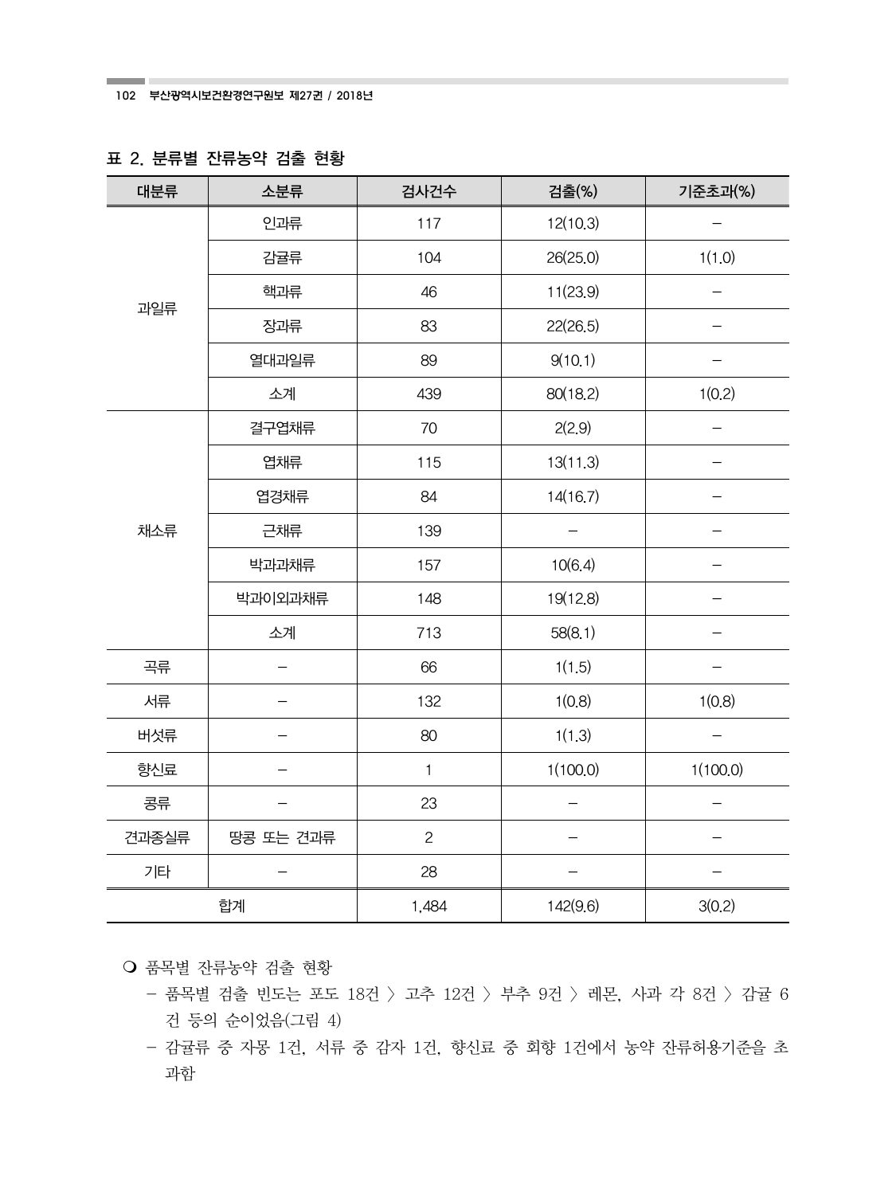**표 2. 분류별 잔류농약 검출 현황**

| 대분류 | 소분류 | 검사건수 | 검출(%) | 기준초과(%) |
|---|---|---|---|---|
| 과일류 | 인과류 | 117 | 12(10.3) | − |
| | 감귤류 | 104 | 26(25.0) | 1(1.0) |
| | 핵과류 | 46 | 11(23.9) | − |
| | 장과류 | 83 | 22(26.5) | − |
| | 열대과일류 | 89 | 9(10.1) | − |
| | 소계 | 439 | 80(18.2) | 1(0.2) |
| 채소류 | 결구엽채류 | 70 | 2(2.9) | − |
| | 엽채류 | 115 | 13(11.3) | − |
| | 엽경채류 | 84 | 14(16.7) | − |
| | 근채류 | 139 | − | − |
| | 박과과채류 | 157 | 10(6.4) | − |
| | 박과이외과채류 | 148 | 19(12.8) | − |
| | 소계 | 713 | 58(8.1) | − |
| 곡류 | − | 66 | 1(1.5) | − |
| 서류 | − | 132 | 1(0.8) | 1(0.8) |
| 버섯류 | − | 80 | 1(1.3) | − |
| 향신료 | − | 1 | 1(100.0) | 1(100.0) |
| 콩류 | − | 23 | − | − |
| 견과종실류 | 땅콩 또는 견과류 | 2 | − | − |
| 기타 | − | 28 | − | − |
| 합계 | | 1,484 | 142(9.6) | 3(0.2) |

❍ 품목별 잔류농약 검출 현황

- 품목별 검출 빈도는 포도 18건 〉 고추 12건 〉 부추 9건 〉 레몬, 사과 각 8건 〉 감귤 6건 등의 순이었음(그림 4)
- 감귤류 중 자몽 1건, 서류 중 감자 1건, 향신료 중 회향 1건에서 농약 잔류허용기준을 초과함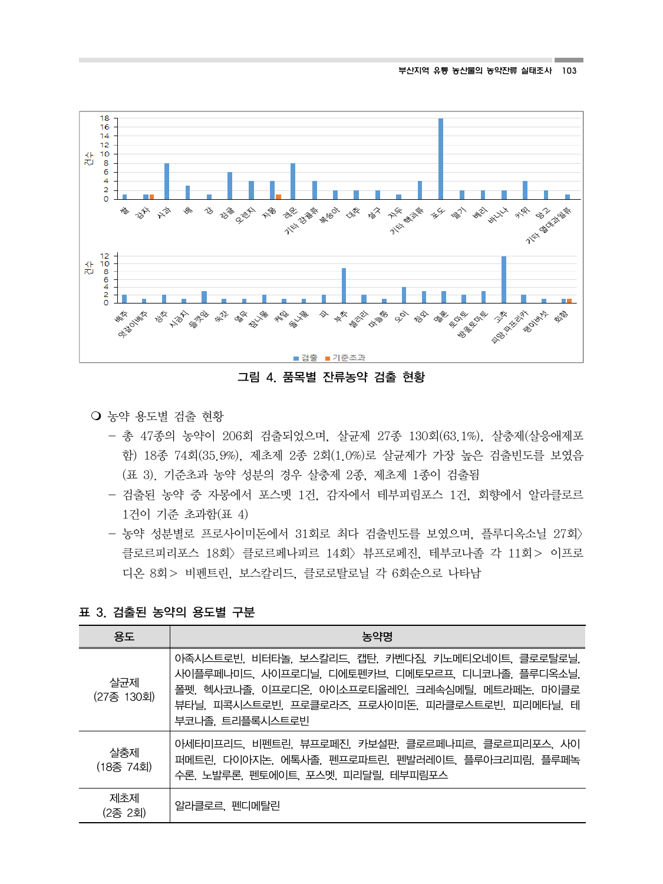18
16
14
12
10
8
6
4
2
0

건수

쌀 감자 사과 배 감 감귤 오렌지 자몽 레몬 기타 감귤류 복숭아 대추 살구 자두 기타 핵과류 포도 딸기 베리 바나나 키위 망고 기타 열대과일류

12
10
8
6
4
2
0

건수

배추 얼갈이배추 상추 시금치 들깻잎 쑥갓 열무 참나물 케일 돌나물 파 부추 셀러리 미나리 마늘종 오이 참외 멜론 토마토 방울토마토 고추 피망,파프리카 팽이버섯 회향

■ 검출 ■ 기준초과

그림 4. 품목별 잔류농약 검출 현황

❍ 농약 용도별 검출 현황

- 총 47종의 농약이 206회 검출되었으며, 살균제 27종 130회(63.1%), 살충제(살응애제포함) 18종 74회(35.9%), 제초제 2종 2회(1.0%)로 살균제가 가장 높은 검출빈도를 보였음(표 3). 기준초과 농약 성분의 경우 살충제 2종, 제초제 1종이 검출됨
- 검출된 농약 중 자몽에서 포스멧 1건, 감자에서 테부피림포스 1건, 회향에서 알라클로르 1건이 기준 초과함(표 4)
- 농약 성분별로 프로사이미돈에서 31회로 최다 검출빈도를 보였으며, 플루디옥소닐 27회〉 클로르피리포스 18회〉 클로르페나피르 14회〉 뷰프로페진, 테부코나졸 각 11회> 이프로디온 8회> 비펜트린, 보스칼리드, 클로로탈로닐 각 6회순으로 나타남

**표 3. 검출된 농약의 용도별 구분**

| 용도 | 농약명 |
|---|---|
| 살균제 (27종 130회) | 아족시스트로빈, 비터타놀, 보스칼리드, 캡탄, 카벤다짐, 키노메티오네이트, 클로로탈로닐, 사이플루페나미드, 사이프로디닐, 디에토펜카브, 디메토모르프, 디니코나졸, 플루디옥소닐, 폴펫, 헥사코나졸, 이프로디온, 아이소프로티올레인, 크레속심메틸, 메트라페논, 마이클로뷰타닐, 피콕시스트로빈, 프로클로라즈, 프로사이미돈, 피라클로스트로빈, 피리메타닐, 테부코나졸, 트리플록시스트로빈 |
| 살충제 (18종 74회) | 아세타미프리드, 비펜트린, 뷰프로페진, 카보설판, 클로르페나피르, 클로르피리포스, 사이퍼메트린, 다이아지논, 에톡사졸, 펜프로파트린, 펜발러레이트, 플루아크리피림, 플루페녹수론, 노발루론, 펜토에이트, 포스멧, 피리달릴, 테부피림포스 |
| 제초제 (2종 2회) | 알라클로르, 펜디메탈린 |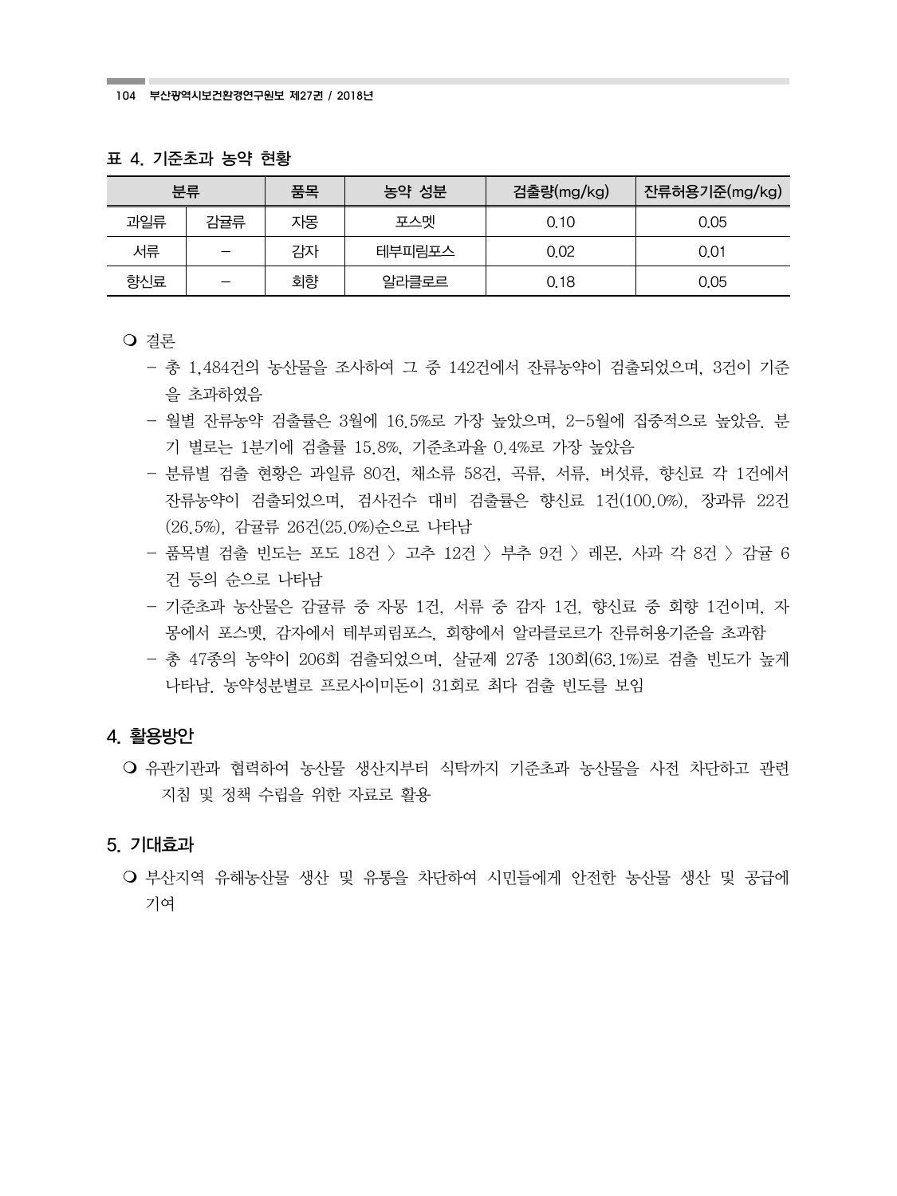**표 4. 기준초과 농약 현황**

| 분류 | | 품목 | 농약 성분 | 검출량(mg/kg) | 잔류허용기준(mg/kg) |
|---|---|---|---|---|---|
| 과일류 | 감귤류 | 자몽 | 포스멧 | 0.10 | 0.05 |
| 서류 | – | 감자 | 테부피림포스 | 0.02 | 0.01 |
| 향신료 | – | 회향 | 알라클로르 | 0.18 | 0.05 |

❍ 결론

- 총 1,484건의 농산물을 조사하여 그 중 142건에서 잔류농약이 검출되었으며, 3건이 기준을 초과하였음
- 월별 잔류농약 검출률은 3월에 16.5%로 가장 높았으며, 2-5월에 집중적으로 높았음. 분기 별로는 1분기에 검출률 15.8%, 기준초과율 0.4%로 가장 높았음
- 분류별 검출 현황은 과일류 80건, 채소류 58건, 곡류, 서류, 버섯류, 향신료 각 1건에서 잔류농약이 검출되었으며, 검사건수 대비 검출률은 향신료 1건(100.0%), 장과류 22건(26.5%), 감귤류 26건(25.0%)순으로 나타남
- 품목별 검출 빈도는 포도 18건 〉 고추 12건 〉 부추 9건 〉 레몬, 사과 각 8건 〉 감귤 6건 등의 순으로 나타남
- 기준초과 농산물은 감귤류 중 자몽 1건, 서류 중 감자 1건, 향신료 중 회향 1건이며, 자몽에서 포스멧, 감자에서 테부피림포스, 회향에서 알라클로르가 잔류허용기준을 초과함
- 총 47종의 농약이 206회 검출되었으며, 살균제 27종 130회(63.1%)로 검출 빈도가 높게 나타남. 농약성분별로 프로사이미돈이 31회로 최다 검출 빈도를 보임

## 4. 활용방안

❍ 유관기관과 협력하여 농산물 생산지부터 식탁까지 기준초과 농산물을 사전 차단하고 관련 지침 및 정책 수립을 위한 자료로 활용

## 5. 기대효과

❍ 부산지역 유해농산물 생산 및 유통을 차단하여 시민들에게 안전한 농산물 생산 및 공급에 기여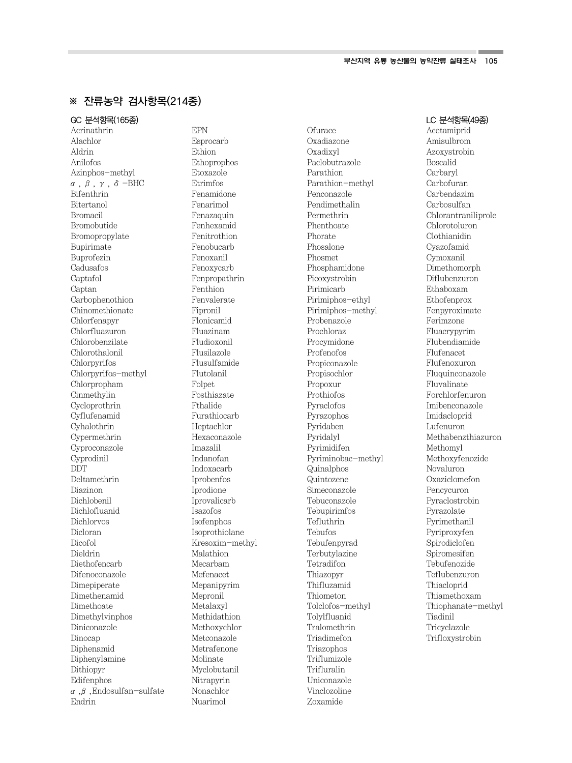## ※ 잔류농약 검사항목(214종)

### GC 분석항목(165종)

Acrinathrin
Alachlor
Aldrin
Anilofos
Azinphos−methyl
α, β, γ, δ −BHC
Bifenthrin
Bitertanol
Bromacil
Bromobutide
Bromopropylate
Bupirimate
Buprofezin
Cadusafos
Captafol
Captan
Carbophenothion
Chinomethionate
Chlorfenapyr
Chlorfluazuron
Chlorobenzilate
Chlorothalonil
Chlorpyrifos
Chlorpyrifos−methyl
Chlorpropham
Cinmethylin
Cycloprothrin
Cyflufenamid
Cyhalothrin
Cypermethrin
Cyproconazole
Cyprodinil
DDT
Deltamethrin
Diazinon
Dichlobenil
Dichlofluanid
Dichlorvos
Dicloran
Dicofol
Dieldrin
Diethofencarb
Difenoconazole
Dimepiperate
Dimethenamid
Dimethoate
Dimethylvinphos
Diniconazole
Dinocap
Diphenamid
Diphenylamine
Dithiopyr
Edifenphos
α, β, Endosulfan−sulfate
Endrin
EPN
Esprocarb
Ethion
Ethoprophos
Etoxazole
Etrimfos
Fenamidone
Fenarimol
Fenazaquin
Fenhexamid
Fenitrothion
Fenobucarb
Fenoxanil
Fenoxycarb
Fenpropathrin
Fenthion
Fenvalerate
Fipronil
Flonicamid
Fluazinam
Fludioxonil
Flusilazole
Flusulfamide
Flutolanil
Folpet
Fosthiazate
Fthalide
Furathiocarb
Heptachlor
Hexaconazole
Imazalil
Indanofan
Indoxacarb
Iprobenfos
Iprodione
Iprovalicarb
Isazofos
Isofenphos
Isoprothiolane
Kresoxim−methyl
Malathion
Mecarbam
Mefenacet
Mepanipyrim
Mepronil
Metalaxyl
Methidathion
Methoxychlor
Metconazole
Metrafenone
Molinate
Myclobutanil
Nitrapyrin
Nonachlor
Nuarimol
Ofurace
Oxadiazone
Oxadixyl
Paclobutrazole
Parathion
Parathion−methyl
Penconazole
Pendimethalin
Permethrin
Phenthoate
Phorate
Phosalone
Phosmet
Phosphamidone
Picoxystrobin
Pirimicarb
Pirimiphos−ethyl
Pirimiphos−methyl
Probenazole
Prochloraz
Procymidone
Profenofos
Propiconazole
Propisochlor
Propoxur
Prothiofos
Pyraclofos
Pyrazophos
Pyridaben
Pyridalyl
Pyrimidifen
Pyriminobac−methyl
Quinalphos
Quintozene
Simeconazole
Tebuconazole
Tebupirimfos
Tefluthrin
Tebufos
Tebufenpyrad
Terbutylazine
Tetradifon
Thiazopyr
Thifluzamid
Thiometon
Tolclofos−methyl
Tolylfluanid
Tralomethrin
Triadimefon
Triazophos
Triflumizole
Trifluralin
Uniconazole
Vinclozoline
Zoxamide

### LC 분석항목(49종)

Acetamiprid
Amisulbrom
Azoxystrobin
Boscalid
Carbaryl
Carbofuran
Carbendazim
Carbosulfan
Chlorantraniliprole
Chlorotoluron
Clothianidin
Cyazofamid
Cymoxanil
Dimethomorph
Diflubenzuron
Ethaboxam
Ethofenprox
Fenpyroximate
Ferimzone
Fluacrypyrim
Flubendiamide
Flufenacet
Flufenoxuron
Fluquinconazole
Fluvalinate
Forchlorfenuron
Imibenconazole
Imidacloprid
Lufenuron
Methabenzthiazuron
Methomyl
Methoxyfenozide
Novaluron
Oxaziclomefon
Pencycuron
Pyraclostrobin
Pyrazolate
Pyrimethanil
Pyriproxyfen
Spirodiclofen
Spiromesifen
Tebufenozide
Teflubenzuron
Thiacloprid
Thiamethoxam
Thiophanate−methyl
Tiadinil
Tricyclazole
Trifloxystrobin